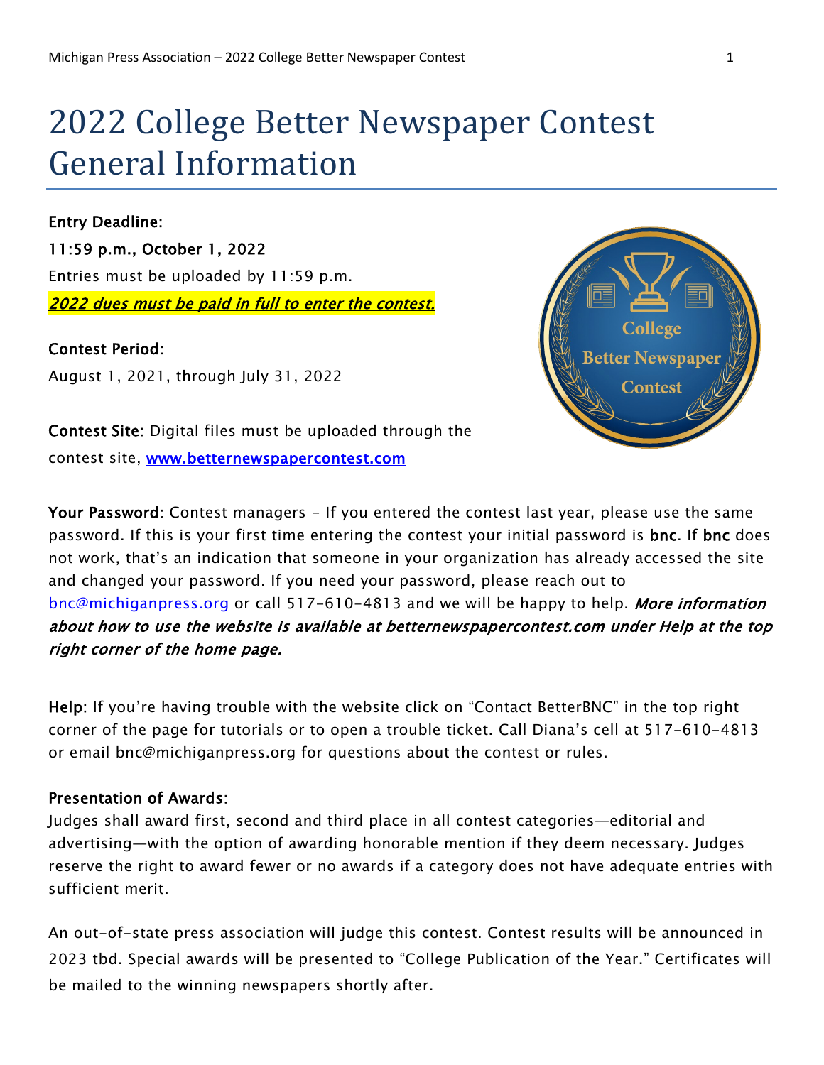# 2022 College Better Newspaper Contest General Information

**Entry Deadline:**

**11:59 p.m., October 1, 2022**

Entries must be uploaded by 11:59 p.m.

***2022 dues must be paid in full to enter the contest.***

**Contest Period:**

August 1, 2021, through July 31, 2022

**Contest Site:** Digital files must be uploaded through the contest site, www.betternewspapercontest.com

**Your Password:** Contest managers - If you entered the contest last year, please use the same password. If this is your first time entering the contest your initial password is **bnc**. If **bnc** does not work, that's an indication that someone in your organization has already accessed the site and changed your password. If you need your password, please reach out to bnc@michiganpress.org or call 517-610-4813 and we will be happy to help. ***More information about how to use the website is available at betternewspapercontest.com under Help at the top right corner of the home page.***

**Help:** If you're having trouble with the website click on "Contact BetterBNC" in the top right corner of the page for tutorials or to open a trouble ticket. Call Diana's cell at 517-610-4813 or email bnc@michiganpress.org for questions about the contest or rules.

**Presentation of Awards:**

Judges shall award first, second and third place in all contest categories—editorial and advertising—with the option of awarding honorable mention if they deem necessary. Judges reserve the right to award fewer or no awards if a category does not have adequate entries with sufficient merit.

An out-of-state press association will judge this contest. Contest results will be announced in 2023 tbd. Special awards will be presented to "College Publication of the Year." Certificates will be mailed to the winning newspapers shortly after.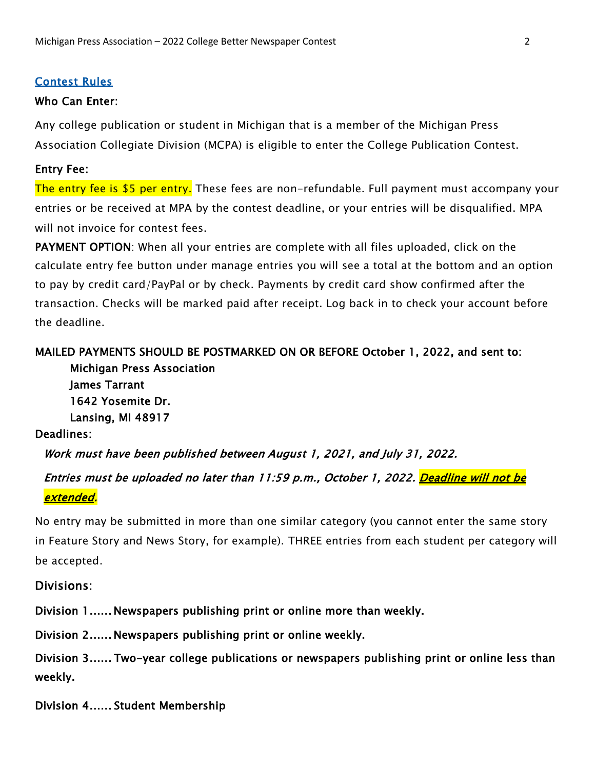## Contest Rules

**Who Can Enter:**

Any college publication or student in Michigan that is a member of the Michigan Press Association Collegiate Division (MCPA) is eligible to enter the College Publication Contest.

**Entry Fee:**

The entry fee is $5 per entry. These fees are non-refundable. Full payment must accompany your entries or be received at MPA by the contest deadline, or your entries will be disqualified. MPA will not invoice for contest fees.

**PAYMENT OPTION**: When all your entries are complete with all files uploaded, click on the calculate entry fee button under manage entries you will see a total at the bottom and an option to pay by credit card/PayPal or by check. Payments by credit card show confirmed after the transaction. Checks will be marked paid after receipt. Log back in to check your account before the deadline.

**MAILED PAYMENTS SHOULD BE POSTMARKED ON OR BEFORE October 1, 2022, and sent to:**

**Michigan Press Association**
**James Tarrant**
**1642 Yosemite Dr.**
**Lansing, MI 48917**

**Deadlines:**

***Work must have been published between August 1, 2021, and July 31, 2022.***

***Entries must be uploaded no later than 11:59 p.m., October 1, 2022. <u>Deadline will not be extended</u>.***

No entry may be submitted in more than one similar category (you cannot enter the same story in Feature Story and News Story, for example). THREE entries from each student per category will be accepted.

**Divisions:**

**Division 1...... Newspapers publishing print or online more than weekly.**

**Division 2...... Newspapers publishing print or online weekly.**

**Division 3...... Two-year college publications or newspapers publishing print or online less than weekly.**

**Division 4...... Student Membership**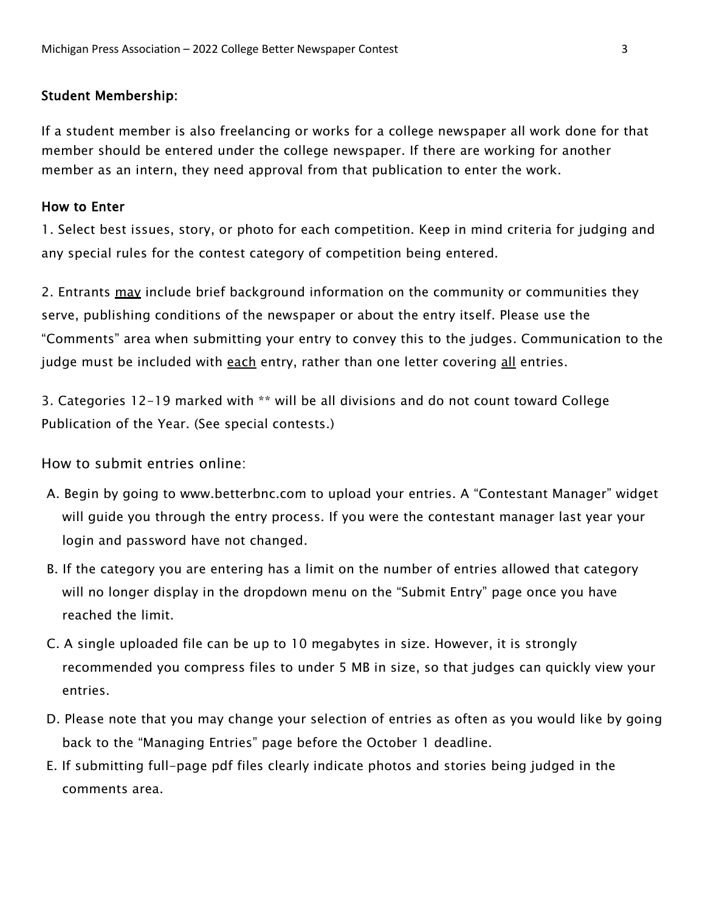### Student Membership:

If a student member is also freelancing or works for a college newspaper all work done for that member should be entered under the college newspaper. If there are working for another member as an intern, they need approval from that publication to enter the work.

### How to Enter

1. Select best issues, story, or photo for each competition. Keep in mind criteria for judging and any special rules for the contest category of competition being entered.

2. Entrants <u>may</u> include brief background information on the community or communities they serve, publishing conditions of the newspaper or about the entry itself. Please use the "Comments" area when submitting your entry to convey this to the judges. Communication to the judge must be included with <u>each</u> entry, rather than one letter covering <u>all</u> entries.

3. Categories 12-19 marked with ** will be all divisions and do not count toward College Publication of the Year. (See special contests.)

How to submit entries online:

A. Begin by going to www.betterbnc.com to upload your entries. A "Contestant Manager" widget will guide you through the entry process. If you were the contestant manager last year your login and password have not changed.

B. If the category you are entering has a limit on the number of entries allowed that category will no longer display in the dropdown menu on the "Submit Entry" page once you have reached the limit.

C. A single uploaded file can be up to 10 megabytes in size. However, it is strongly recommended you compress files to under 5 MB in size, so that judges can quickly view your entries.

D. Please note that you may change your selection of entries as often as you would like by going back to the "Managing Entries" page before the October 1 deadline.

E. If submitting full-page pdf files clearly indicate photos and stories being judged in the comments area.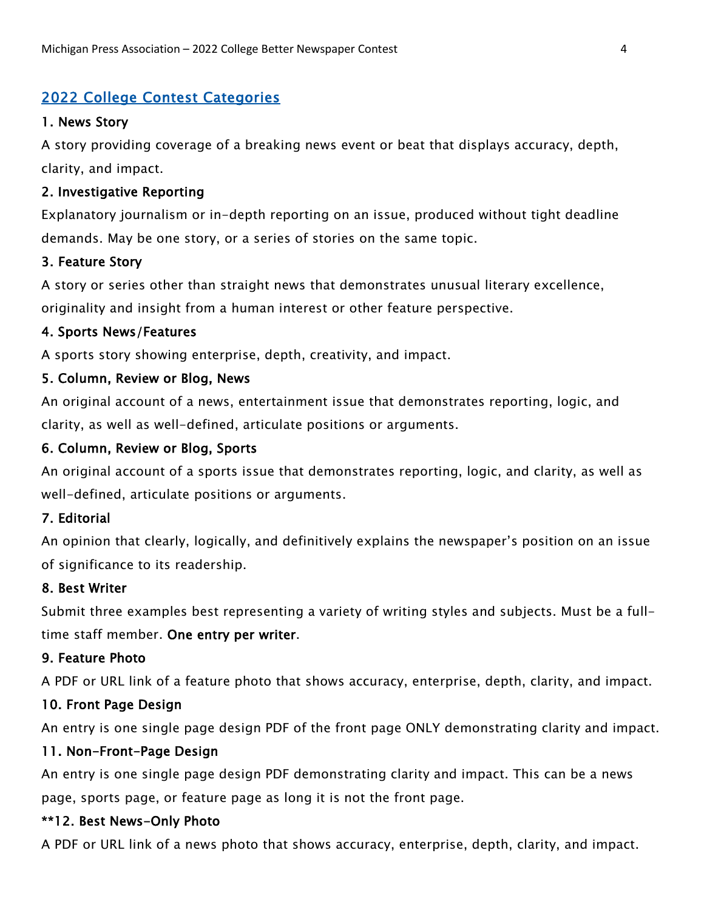## 2022 College Contest Categories

### 1. News Story

A story providing coverage of a breaking news event or beat that displays accuracy, depth, clarity, and impact.

### 2. Investigative Reporting

Explanatory journalism or in-depth reporting on an issue, produced without tight deadline demands. May be one story, or a series of stories on the same topic.

### 3. Feature Story

A story or series other than straight news that demonstrates unusual literary excellence, originality and insight from a human interest or other feature perspective.

### 4. Sports News/Features

A sports story showing enterprise, depth, creativity, and impact.

### 5. Column, Review or Blog, News

An original account of a news, entertainment issue that demonstrates reporting, logic, and clarity, as well as well-defined, articulate positions or arguments.

### 6. Column, Review or Blog, Sports

An original account of a sports issue that demonstrates reporting, logic, and clarity, as well as well-defined, articulate positions or arguments.

### 7. Editorial

An opinion that clearly, logically, and definitively explains the newspaper's position on an issue of significance to its readership.

### 8. Best Writer

Submit three examples best representing a variety of writing styles and subjects. Must be a full-time staff member. **One entry per writer**.

### 9. Feature Photo

A PDF or URL link of a feature photo that shows accuracy, enterprise, depth, clarity, and impact.

### 10. Front Page Design

An entry is one single page design PDF of the front page ONLY demonstrating clarity and impact.

### 11. Non-Front-Page Design

An entry is one single page design PDF demonstrating clarity and impact. This can be a news page, sports page, or feature page as long it is not the front page.

### **12. Best News-Only Photo

A PDF or URL link of a news photo that shows accuracy, enterprise, depth, clarity, and impact.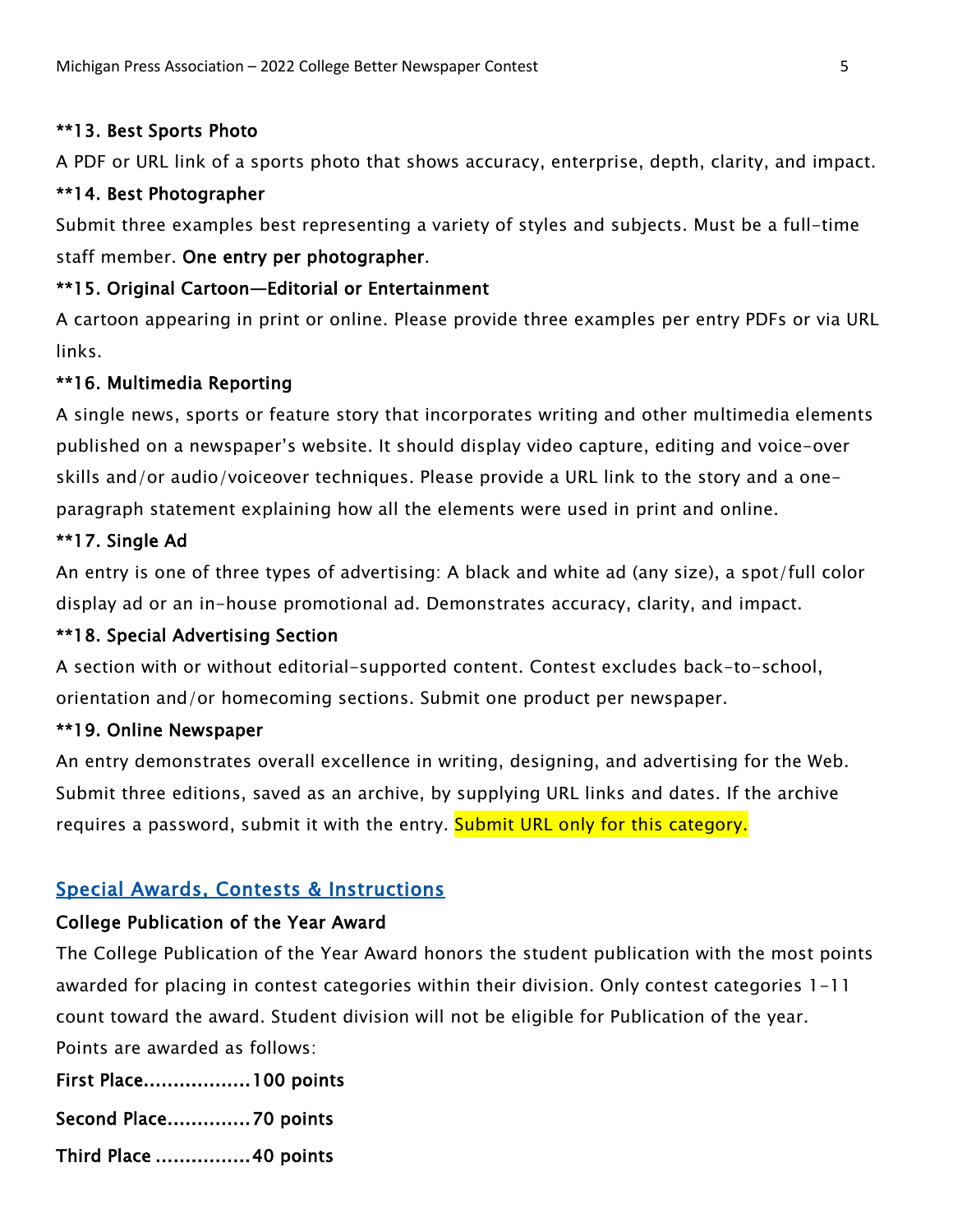**\*\*13. Best Sports Photo**

A PDF or URL link of a sports photo that shows accuracy, enterprise, depth, clarity, and impact.

**\*\*14. Best Photographer**

Submit three examples best representing a variety of styles and subjects. Must be a full-time staff member. **One entry per photographer**.

**\*\*15. Original Cartoon—Editorial or Entertainment**

A cartoon appearing in print or online. Please provide three examples per entry PDFs or via URL links.

**\*\*16. Multimedia Reporting**

A single news, sports or feature story that incorporates writing and other multimedia elements published on a newspaper's website. It should display video capture, editing and voice-over skills and/or audio/voiceover techniques. Please provide a URL link to the story and a one-paragraph statement explaining how all the elements were used in print and online.

**\*\*17. Single Ad**

An entry is one of three types of advertising: A black and white ad (any size), a spot/full color display ad or an in-house promotional ad. Demonstrates accuracy, clarity, and impact.

**\*\*18. Special Advertising Section**

A section with or without editorial-supported content. Contest excludes back-to-school, orientation and/or homecoming sections. Submit one product per newspaper.

**\*\*19. Online Newspaper**

An entry demonstrates overall excellence in writing, designing, and advertising for the Web. Submit three editions, saved as an archive, by supplying URL links and dates. If the archive requires a password, submit it with the entry. Submit URL only for this category.

## Special Awards, Contests & Instructions

**College Publication of the Year Award**

The College Publication of the Year Award honors the student publication with the most points awarded for placing in contest categories within their division. Only contest categories 1-11 count toward the award. Student division will not be eligible for Publication of the year. Points are awarded as follows:

**First Place..................100 points**

**Second Place..............70 points**

**Third Place ................40 points**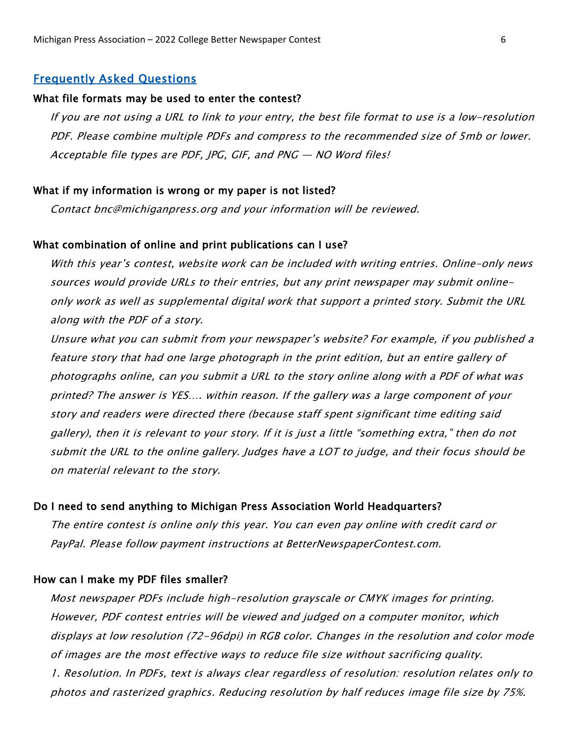## Frequently Asked Questions

**What file formats may be used to enter the contest?**

*If you are not using a URL to link to your entry, the best file format to use is a low-resolution PDF. Please combine multiple PDFs and compress to the recommended size of 5mb or lower. Acceptable file types are PDF, JPG, GIF, and PNG — NO Word files!*

**What if my information is wrong or my paper is not listed?**

*Contact bnc@michiganpress.org and your information will be reviewed.*

**What combination of online and print publications can I use?**

*With this year's contest, website work can be included with writing entries. Online-only news sources would provide URLs to their entries, but any print newspaper may submit online-only work as well as supplemental digital work that support a printed story. Submit the URL along with the PDF of a story.*

*Unsure what you can submit from your newspaper's website? For example, if you published a feature story that had one large photograph in the print edition, but an entire gallery of photographs online, can you submit a URL to the story online along with a PDF of what was printed? The answer is YES…. within reason. If the gallery was a large component of your story and readers were directed there (because staff spent significant time editing said gallery), then it is relevant to your story. If it is just a little "something extra," then do not submit the URL to the online gallery. Judges have a LOT to judge, and their focus should be on material relevant to the story.*

**Do I need to send anything to Michigan Press Association World Headquarters?**

*The entire contest is online only this year. You can even pay online with credit card or PayPal. Please follow payment instructions at BetterNewspaperContest.com.*

**How can I make my PDF files smaller?**

*Most newspaper PDFs include high-resolution grayscale or CMYK images for printing. However, PDF contest entries will be viewed and judged on a computer monitor, which displays at low resolution (72-96dpi) in RGB color. Changes in the resolution and color mode of images are the most effective ways to reduce file size without sacrificing quality.*

*1. Resolution. In PDFs, text is always clear regardless of resolution: resolution relates only to photos and rasterized graphics. Reducing resolution by half reduces image file size by 75%.*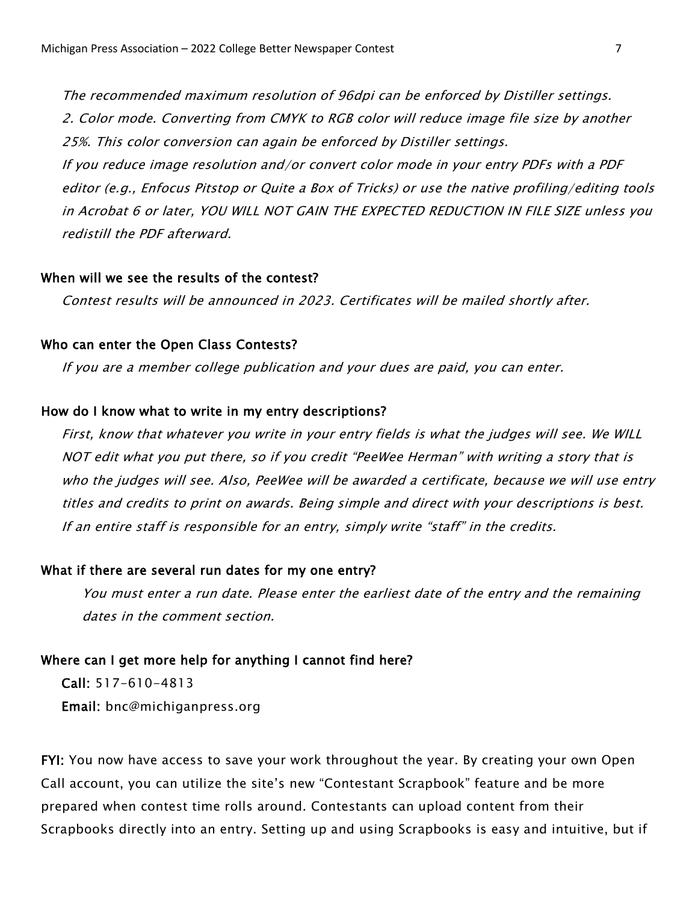*The recommended maximum resolution of 96dpi can be enforced by Distiller settings.*

*2. Color mode. Converting from CMYK to RGB color will reduce image file size by another 25%. This color conversion can again be enforced by Distiller settings.*

*If you reduce image resolution and/or convert color mode in your entry PDFs with a PDF editor (e.g., Enfocus Pitstop or Quite a Box of Tricks) or use the native profiling/editing tools in Acrobat 6 or later, YOU WILL NOT GAIN THE EXPECTED REDUCTION IN FILE SIZE unless you redistill the PDF afterward.*

**When will we see the results of the contest?**

*Contest results will be announced in 2023. Certificates will be mailed shortly after.*

**Who can enter the Open Class Contests?**

*If you are a member college publication and your dues are paid, you can enter.*

**How do I know what to write in my entry descriptions?**

*First, know that whatever you write in your entry fields is what the judges will see. We WILL NOT edit what you put there, so if you credit "PeeWee Herman" with writing a story that is who the judges will see. Also, PeeWee will be awarded a certificate, because we will use entry titles and credits to print on awards. Being simple and direct with your descriptions is best. If an entire staff is responsible for an entry, simply write "staff" in the credits.*

**What if there are several run dates for my one entry?**

*You must enter a run date. Please enter the earliest date of the entry and the remaining dates in the comment section.*

**Where can I get more help for anything I cannot find here?**

**Call:** 517-610-4813

**Email:** bnc@michiganpress.org

**FYI:** You now have access to save your work throughout the year. By creating your own Open Call account, you can utilize the site's new "Contestant Scrapbook" feature and be more prepared when contest time rolls around. Contestants can upload content from their Scrapbooks directly into an entry. Setting up and using Scrapbooks is easy and intuitive, but if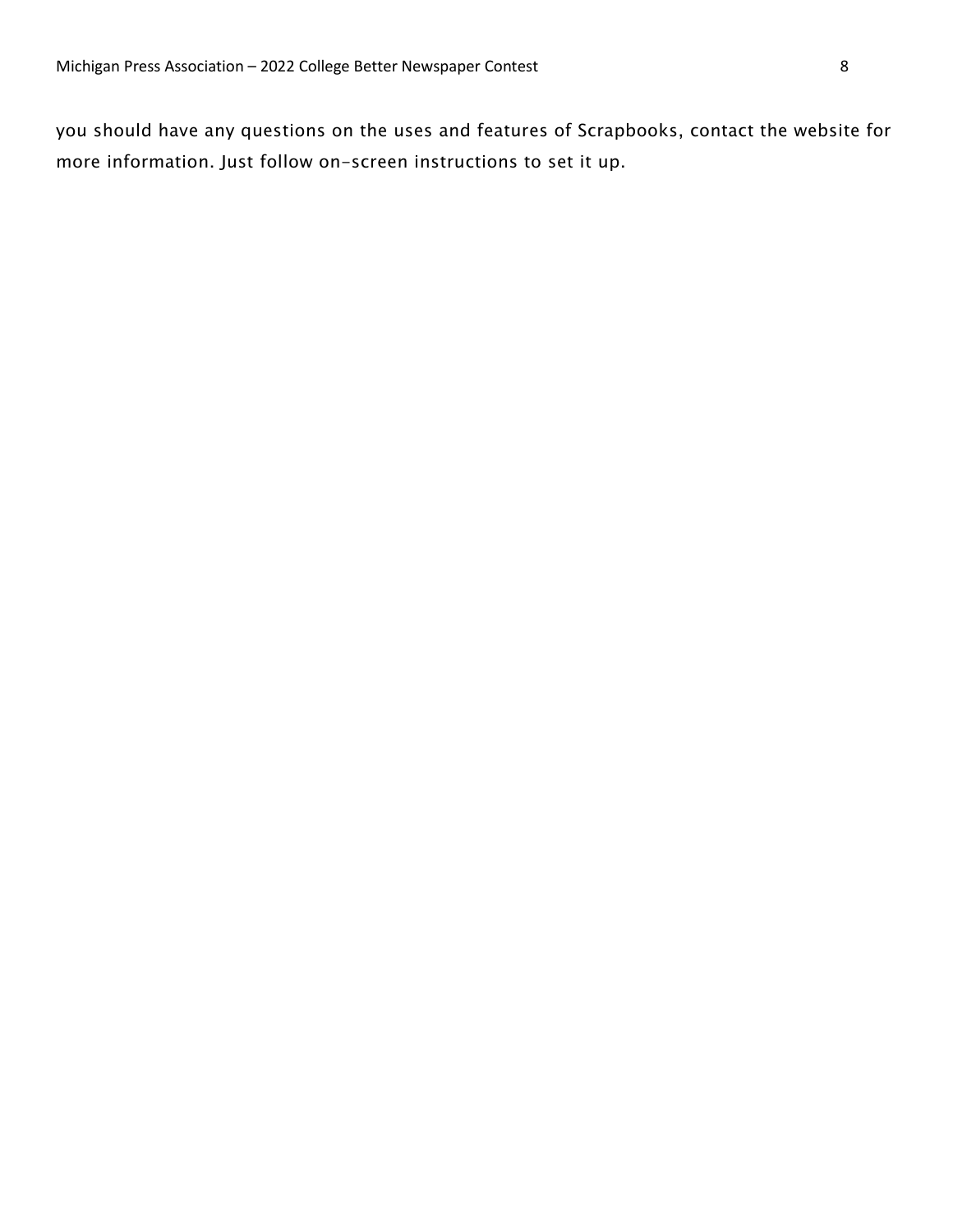you should have any questions on the uses and features of Scrapbooks, contact the website for more information. Just follow on-screen instructions to set it up.